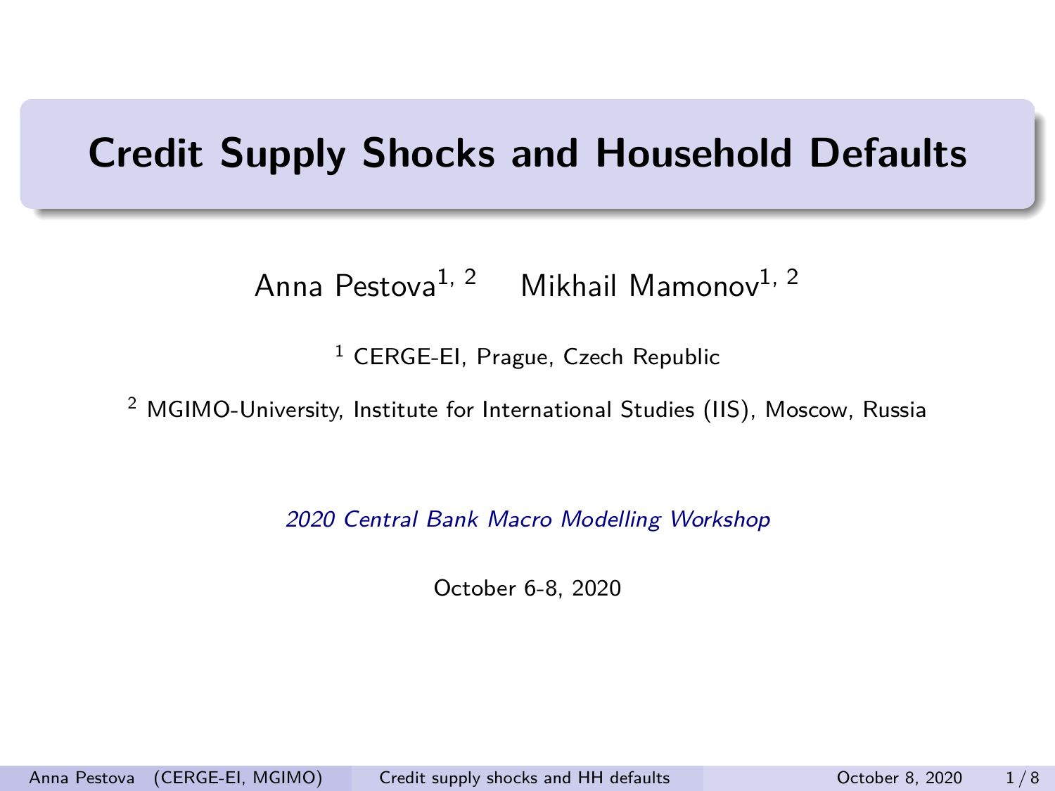# Credit Supply Shocks and Household Defaults

Anna Pestova[1, 2] Mikhail Mamonov[1, 2]

[1] CERGE-EI, Prague, Czech Republic

[2] MGIMO-University, Institute for International Studies (IIS), Moscow, Russia

*2020 Central Bank Macro Modelling Workshop*

October 6-8, 2020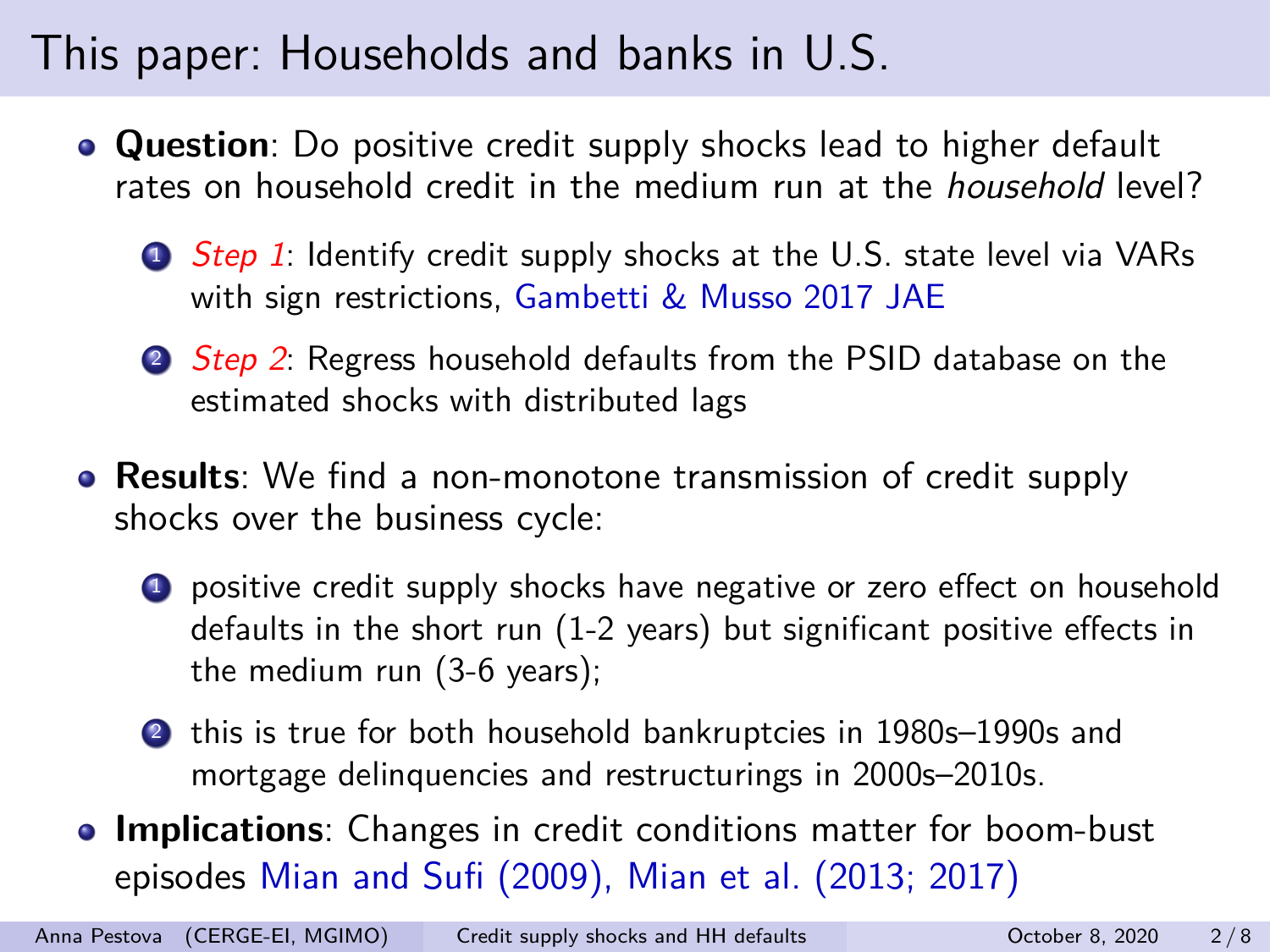# This paper: Households and banks in U.S.

- **Question**: Do positive credit supply shocks lead to higher default rates on household credit in the medium run at the *household* level?
  1. *Step 1*: Identify credit supply shocks at the U.S. state level via VARs with sign restrictions, Gambetti & Musso 2017 JAE
  2. *Step 2*: Regress household defaults from the PSID database on the estimated shocks with distributed lags
- **Results**: We find a non-monotone transmission of credit supply shocks over the business cycle:
  1. positive credit supply shocks have negative or zero effect on household defaults in the short run (1-2 years) but significant positive effects in the medium run (3-6 years);
  2. this is true for both household bankruptcies in 1980s–1990s and mortgage delinquencies and restructurings in 2000s–2010s.
- **Implications**: Changes in credit conditions matter for boom-bust episodes Mian and Sufi (2009), Mian et al. (2013; 2017)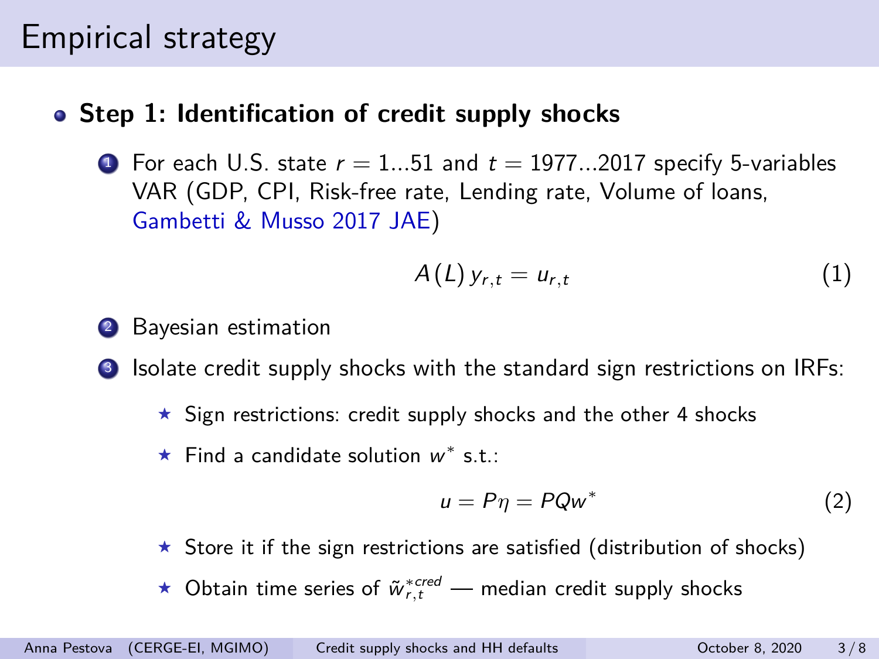# Empirical strategy

- **Step 1: Identification of credit supply shocks**

  1. For each U.S. state $r = 1...51$ and $t = 1977...2017$ specify 5-variables VAR (GDP, CPI, Risk-free rate, Lending rate, Volume of loans, Gambetti & Musso 2017 JAE)

$$A(L)\, y_{r,t} = u_{r,t} \tag{1}$$

  2. Bayesian estimation
  3. Isolate credit supply shocks with the standard sign restrictions on IRFs:
     - ⋆ Sign restrictions: credit supply shocks and the other 4 shocks
     - ⋆ Find a candidate solution $w^*$ s.t.:

$$u = P\eta = PQw^* \tag{2}$$

     - ⋆ Store it if the sign restrictions are satisfied (distribution of shocks)
     - ⋆ Obtain time series of $\tilde{w}^{*cred}_{r,t}$ — median credit supply shocks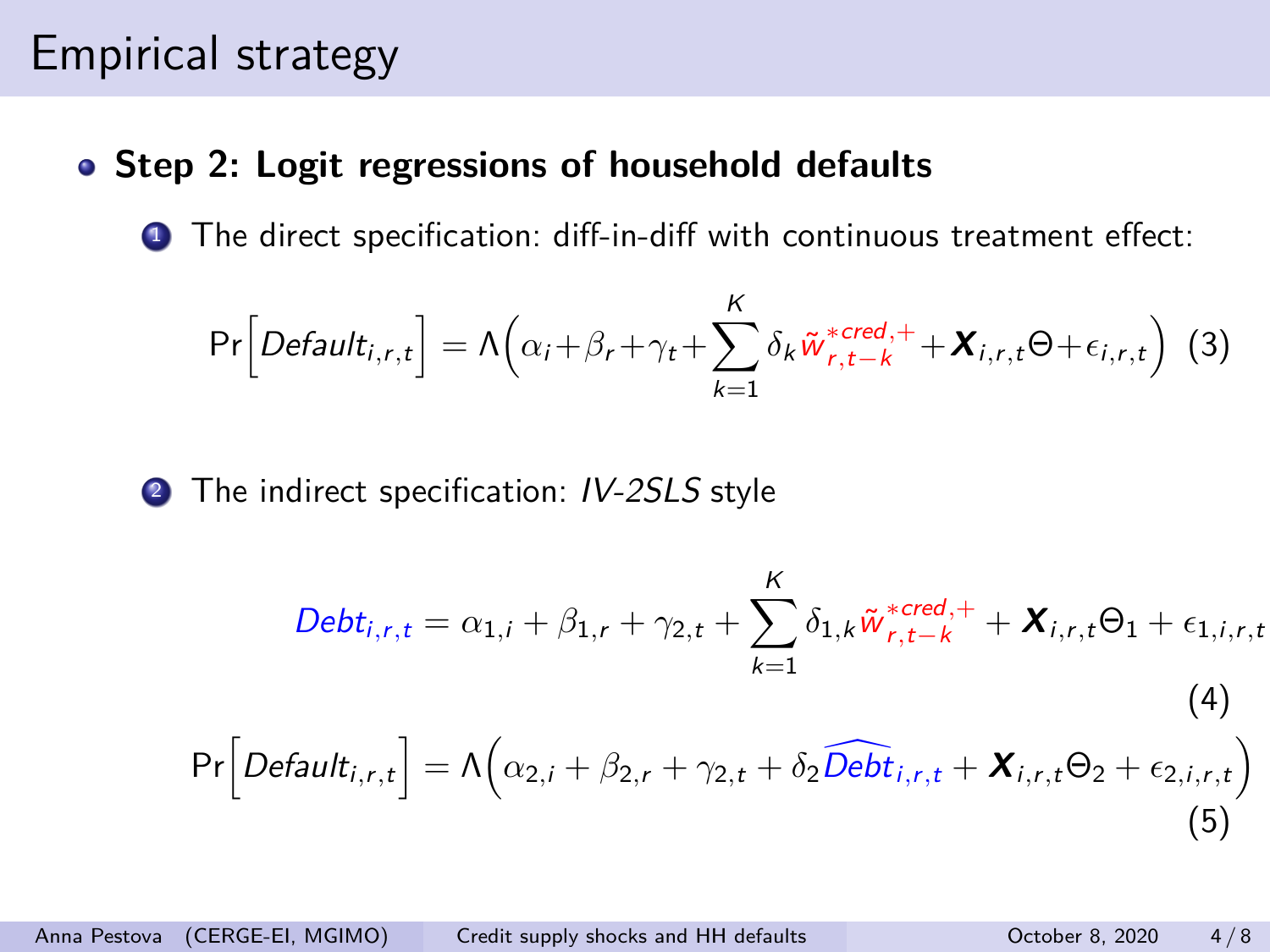# Empirical strategy

- **Step 2: Logit regressions of household defaults**

1. The direct specification: diff-in-diff with continuous treatment effect:

$$\Pr\Big[Default_{i,r,t}\Big] = \Lambda\Big(\alpha_i + \beta_r + \gamma_t + \sum_{k=1}^{K} \delta_k \tilde{w}^{*cred,+}_{r,t-k} + \boldsymbol{X}_{i,r,t}\Theta + \epsilon_{i,r,t}\Big) \quad (3)$$

2. The indirect specification: *IV-2SLS* style

$$Debt_{i,r,t} = \alpha_{1,i} + \beta_{1,r} + \gamma_{2,t} + \sum_{k=1}^{K} \delta_{1,k} \tilde{w}^{*cred,+}_{r,t-k} + \boldsymbol{X}_{i,r,t}\Theta_1 + \epsilon_{1,i,r,t} \quad (4)$$

$$\Pr\Big[Default_{i,r,t}\Big] = \Lambda\Big(\alpha_{2,i} + \beta_{2,r} + \gamma_{2,t} + \delta_2 \widehat{Debt}_{i,r,t} + \boldsymbol{X}_{i,r,t}\Theta_2 + \epsilon_{2,i,r,t}\Big) \quad (5)$$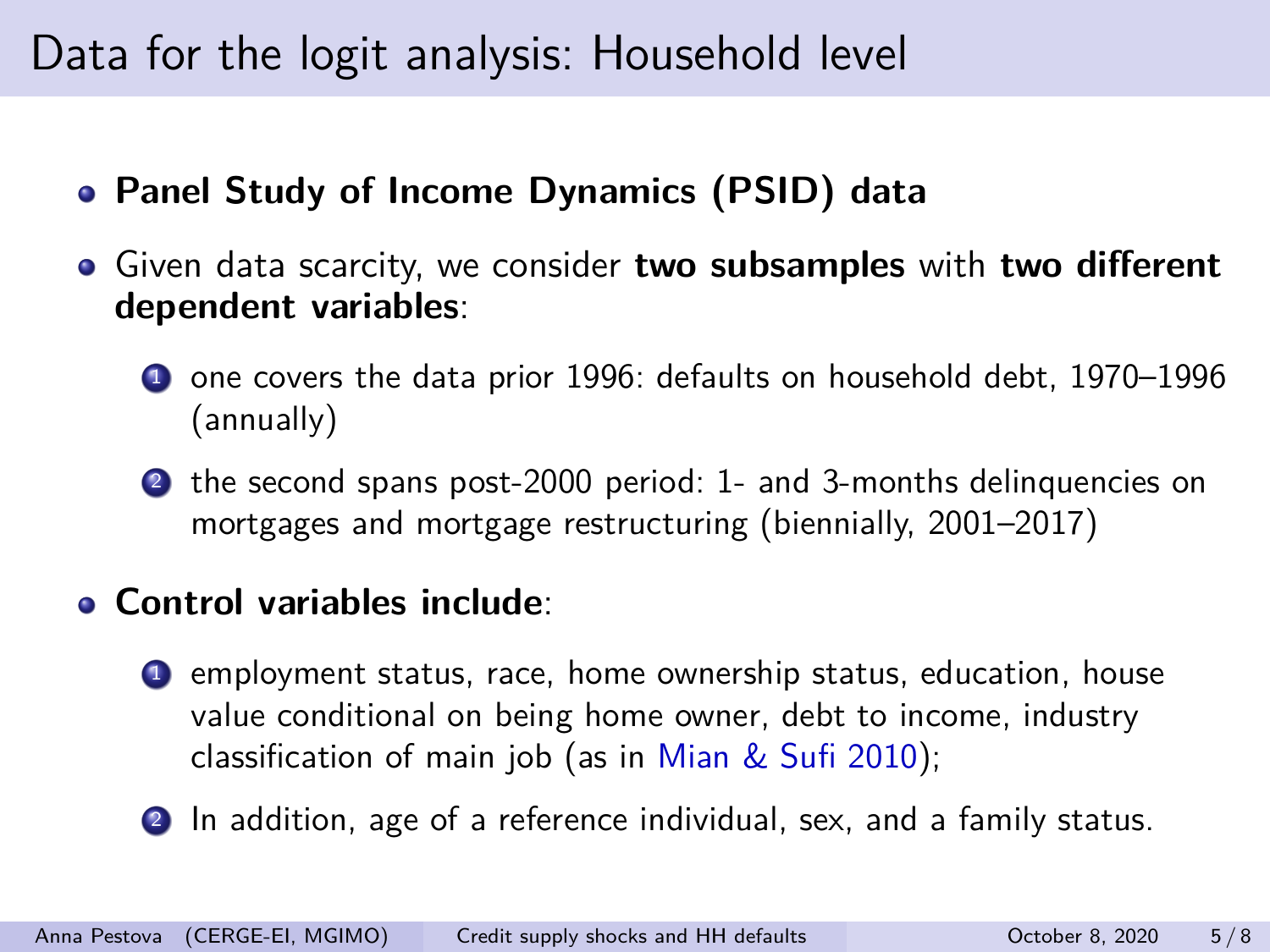# Data for the logit analysis: Household level

- **Panel Study of Income Dynamics (PSID) data**
- Given data scarcity, we consider **two subsamples** with **two different dependent variables**:
  1. one covers the data prior 1996: defaults on household debt, 1970–1996 (annually)
  2. the second spans post-2000 period: 1- and 3-months delinquencies on mortgages and mortgage restructuring (biennially, 2001–2017)
- **Control variables include**:
  1. employment status, race, home ownership status, education, house value conditional on being home owner, debt to income, industry classification of main job (as in Mian & Sufi 2010);
  2. In addition, age of a reference individual, sex, and a family status.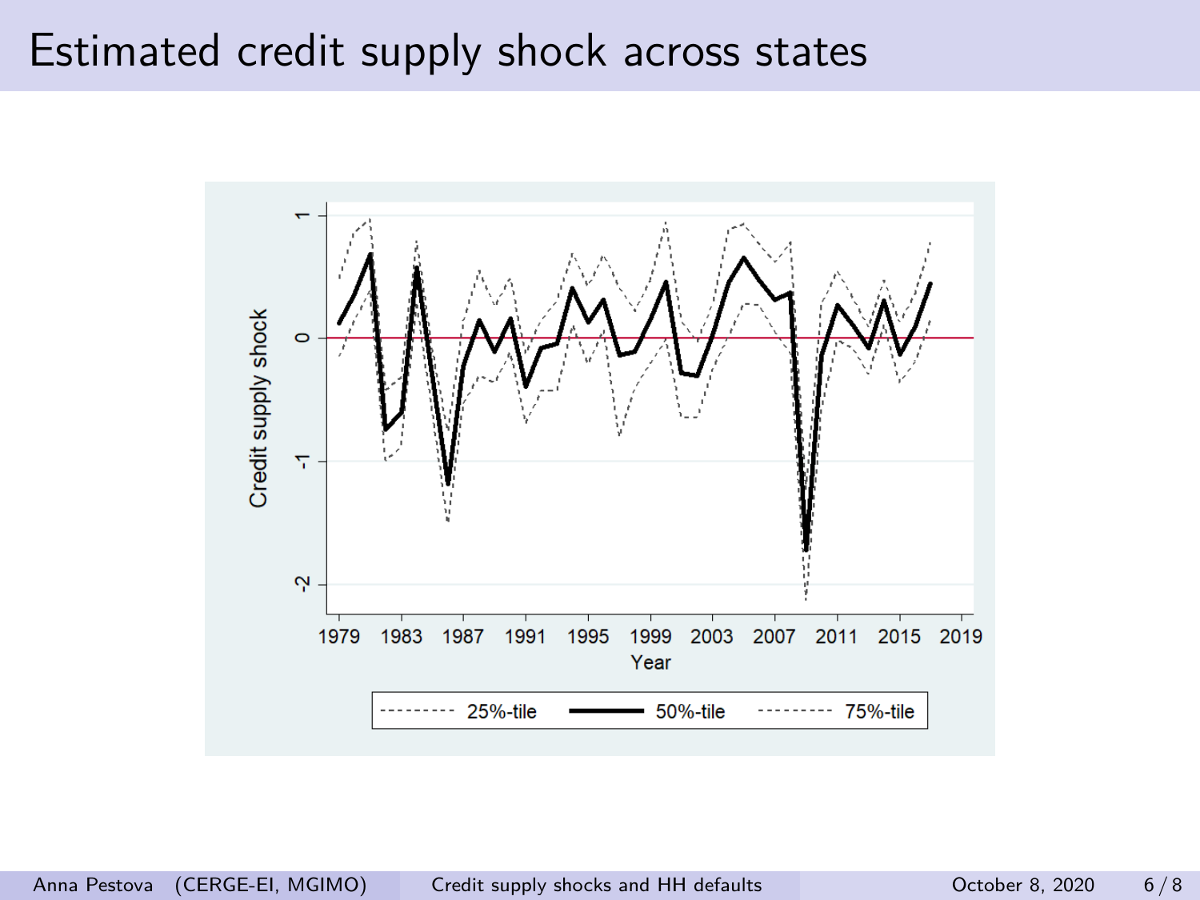# Estimated credit supply shock across states

Credit supply shock

1
0
-1
-2

1979 1983 1987 1991 1995 1999 2003 2007 2011 2015 2019

Year

25%-tile 50%-tile 75%-tile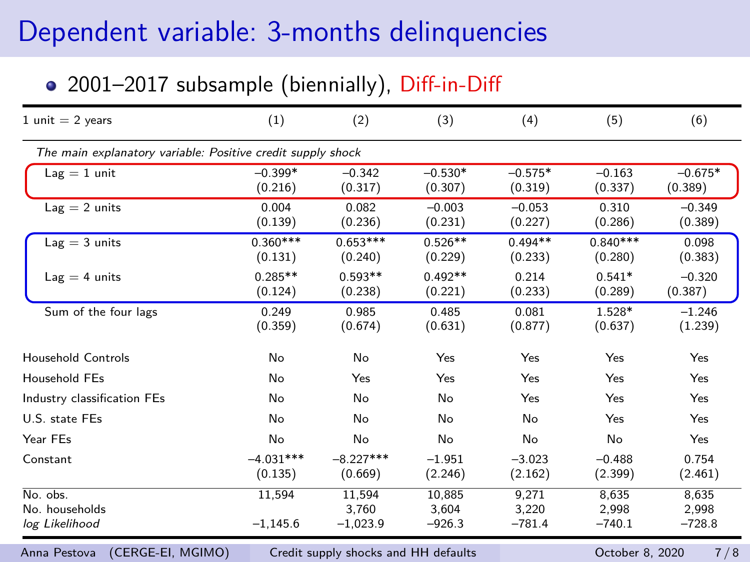# Dependent variable: 3-months delinquencies

- 2001–2017 subsample (biennially), Diff-in-Diff

| 1 unit = 2 years | (1) | (2) | (3) | (4) | (5) | (6) |
|---|---|---|---|---|---|---|
| *The main explanatory variable: Positive credit supply shock* | | | | | | |
| Lag = 1 unit | –0.399* | –0.342 | –0.530* | –0.575* | –0.163 | –0.675* |
| | (0.216) | (0.317) | (0.307) | (0.319) | (0.337) | (0.389) |
| Lag = 2 units | 0.004 | 0.082 | –0.003 | –0.053 | 0.310 | –0.349 |
| | (0.139) | (0.236) | (0.231) | (0.227) | (0.286) | (0.389) |
| Lag = 3 units | 0.360*** | 0.653*** | 0.526** | 0.494** | 0.840*** | 0.098 |
| | (0.131) | (0.240) | (0.229) | (0.233) | (0.280) | (0.383) |
| Lag = 4 units | 0.285** | 0.593** | 0.492** | 0.214 | 0.541* | –0.320 |
| | (0.124) | (0.238) | (0.221) | (0.233) | (0.289) | (0.387) |
| Sum of the four lags | 0.249 | 0.985 | 0.485 | 0.081 | 1.528* | –1.246 |
| | (0.359) | (0.674) | (0.631) | (0.877) | (0.637) | (1.239) |
| Household Controls | No | No | Yes | Yes | Yes | Yes |
| Household FEs | No | Yes | Yes | Yes | Yes | Yes |
| Industry classification FEs | No | No | No | Yes | Yes | Yes |
| U.S. state FEs | No | No | No | No | Yes | Yes |
| Year FEs | No | No | No | No | No | Yes |
| Constant | –4.031*** | –8.227*** | –1.951 | –3.023 | –0.488 | 0.754 |
| | (0.135) | (0.669) | (2.246) | (2.162) | (2.399) | (2.461) |
| No. obs. | 11,594 | 11,594 | 10,885 | 9,271 | 8,635 | 8,635 |
| No. households | | 3,760 | 3,604 | 3,220 | 2,998 | 2,998 |
| *log Likelihood* | –1,145.6 | –1,023.9 | –926.3 | –781.4 | –740.1 | –728.8 |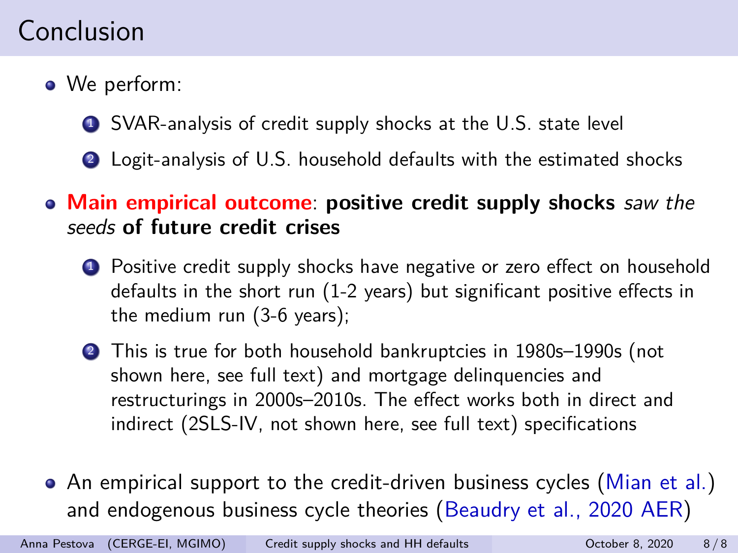# Conclusion

- We perform:
  1. SVAR-analysis of credit supply shocks at the U.S. state level
  2. Logit-analysis of U.S. household defaults with the estimated shocks
- **Main empirical outcome**: **positive credit supply shocks** *saw the seeds* **of future credit crises**
  1. Positive credit supply shocks have negative or zero effect on household defaults in the short run (1-2 years) but significant positive effects in the medium run (3-6 years);
  2. This is true for both household bankruptcies in 1980s–1990s (not shown here, see full text) and mortgage delinquencies and restructurings in 2000s–2010s. The effect works both in direct and indirect (2SLS-IV, not shown here, see full text) specifications
- An empirical support to the credit-driven business cycles (Mian et al.) and endogenous business cycle theories (Beaudry et al., 2020 AER)